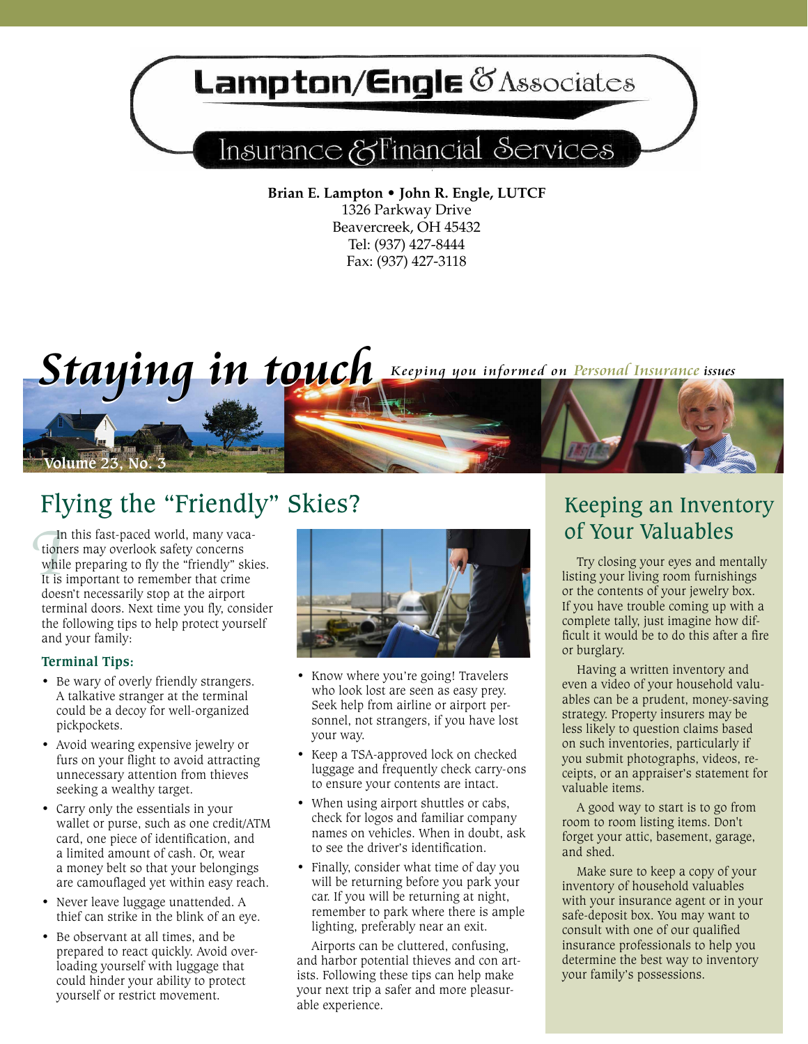# Lampton/Engle & Associates

## Insurance & Financial Services

**Brian E. Lampton • John R. Engle, LUTCF**
1326 Parkway Drive
Beavercreek, OH 45432
Tel: (937) 427-8444
Fax: (937) 427-3118

# Staying in touch

*Keeping you informed on Personal Insurance issues*

Volume 23, No. 3

## Flying the "Friendly" Skies?

In this fast-paced world, many vacationers may overlook safety concerns while preparing to fly the "friendly" skies. It is important to remember that crime doesn't necessarily stop at the airport terminal doors. Next time you fly, consider the following tips to help protect yourself and your family:

### Terminal Tips:

- Be wary of overly friendly strangers. A talkative stranger at the terminal could be a decoy for well-organized pickpockets.
- Avoid wearing expensive jewelry or furs on your flight to avoid attracting unnecessary attention from thieves seeking a wealthy target.
- Carry only the essentials in your wallet or purse, such as one credit/ATM card, one piece of identification, and a limited amount of cash. Or, wear a money belt so that your belongings are camouflaged yet within easy reach.
- Never leave luggage unattended. A thief can strike in the blink of an eye.
- Be observant at all times, and be prepared to react quickly. Avoid overloading yourself with luggage that could hinder your ability to protect yourself or restrict movement.
- Know where you're going! Travelers who look lost are seen as easy prey. Seek help from airline or airport personnel, not strangers, if you have lost your way.
- Keep a TSA-approved lock on checked luggage and frequently check carry-ons to ensure your contents are intact.
- When using airport shuttles or cabs, check for logos and familiar company names on vehicles. When in doubt, ask to see the driver's identification.
- Finally, consider what time of day you will be returning before you park your car. If you will be returning at night, remember to park where there is ample lighting, preferably near an exit.

Airports can be cluttered, confusing, and harbor potential thieves and con artists. Following these tips can help make your next trip a safer and more pleasurable experience.

## Keeping an Inventory of Your Valuables

Try closing your eyes and mentally listing your living room furnishings or the contents of your jewelry box. If you have trouble coming up with a complete tally, just imagine how difficult it would be to do this after a fire or burglary.

Having a written inventory and even a video of your household valuables can be a prudent, money-saving strategy. Property insurers may be less likely to question claims based on such inventories, particularly if you submit photographs, videos, receipts, or an appraiser's statement for valuable items.

A good way to start is to go from room to room listing items. Don't forget your attic, basement, garage, and shed.

Make sure to keep a copy of your inventory of household valuables with your insurance agent or in your safe-deposit box. You may want to consult with one of our qualified insurance professionals to help you determine the best way to inventory your family's possessions.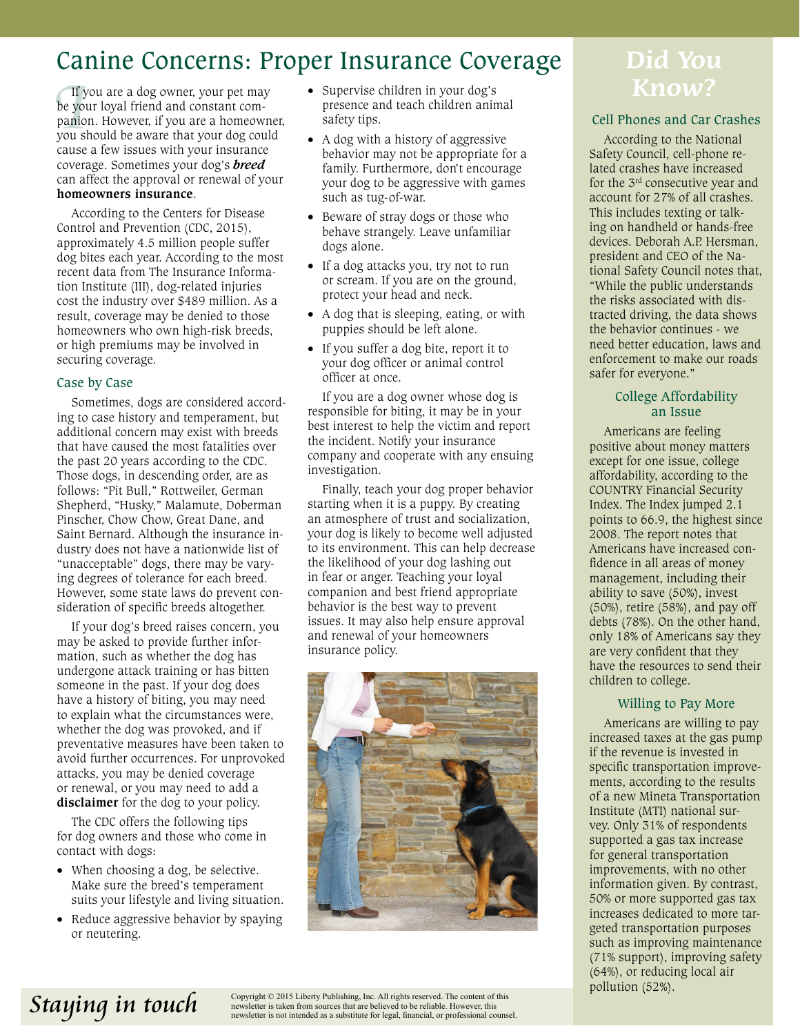# Canine Concerns: Proper Insurance Coverage

If you are a dog owner, your pet may be your loyal friend and constant companion. However, if you are a homeowner, you should be aware that your dog could cause a few issues with your insurance coverage. Sometimes your dog's ***breed*** can affect the approval or renewal of your **homeowners insurance**.

According to the Centers for Disease Control and Prevention (CDC, 2015), approximately 4.5 million people suffer dog bites each year. According to the most recent data from The Insurance Information Institute (III), dog-related injuries cost the industry over $489 million. As a result, coverage may be denied to those homeowners who own high-risk breeds, or high premiums may be involved in securing coverage.

## Case by Case

Sometimes, dogs are considered according to case history and temperament, but additional concern may exist with breeds that have caused the most fatalities over the past 20 years according to the CDC. Those dogs, in descending order, are as follows: "Pit Bull," Rottweiler, German Shepherd, "Husky," Malamute, Doberman Pinscher, Chow Chow, Great Dane, and Saint Bernard. Although the insurance industry does not have a nationwide list of "unacceptable" dogs, there may be varying degrees of tolerance for each breed. However, some state laws do prevent consideration of specific breeds altogether.

If your dog's breed raises concern, you may be asked to provide further information, such as whether the dog has undergone attack training or has bitten someone in the past. If your dog does have a history of biting, you may need to explain what the circumstances were, whether the dog was provoked, and if preventative measures have been taken to avoid further occurrences. For unprovoked attacks, you may be denied coverage or renewal, or you may need to add a **disclaimer** for the dog to your policy.

The CDC offers the following tips for dog owners and those who come in contact with dogs:

- When choosing a dog, be selective. Make sure the breed's temperament suits your lifestyle and living situation.
- Reduce aggressive behavior by spaying or neutering.
- Supervise children in your dog's presence and teach children animal safety tips.
- A dog with a history of aggressive behavior may not be appropriate for a family. Furthermore, don't encourage your dog to be aggressive with games such as tug-of-war.
- Beware of stray dogs or those who behave strangely. Leave unfamiliar dogs alone.
- If a dog attacks you, try not to run or scream. If you are on the ground, protect your head and neck.
- A dog that is sleeping, eating, or with puppies should be left alone.
- If you suffer a dog bite, report it to your dog officer or animal control officer at once.

If you are a dog owner whose dog is responsible for biting, it may be in your best interest to help the victim and report the incident. Notify your insurance company and cooperate with any ensuing investigation.

Finally, teach your dog proper behavior starting when it is a puppy. By creating an atmosphere of trust and socialization, your dog is likely to become well adjusted to its environment. This can help decrease the likelihood of your dog lashing out in fear or anger. Teaching your loyal companion and best friend appropriate behavior is the best way to prevent issues. It may also help ensure approval and renewal of your homeowners insurance policy.

# *Did You Know?*

## Cell Phones and Car Crashes

According to the National Safety Council, cell-phone related crashes have increased for the 3rd consecutive year and account for 27% of all crashes. This includes texting or talking on handheld or hands-free devices. Deborah A.P. Hersman, president and CEO of the National Safety Council notes that, "While the public understands the risks associated with distracted driving, the data shows the behavior continues - we need better education, laws and enforcement to make our roads safer for everyone."

## College Affordability an Issue

Americans are feeling positive about money matters except for one issue, college affordability, according to the COUNTRY Financial Security Index. The Index jumped 2.1 points to 66.9, the highest since 2008. The report notes that Americans have increased confidence in all areas of money management, including their ability to save (50%), invest (50%), retire (58%), and pay off debts (78%). On the other hand, only 18% of Americans say they are very confident that they have the resources to send their children to college.

## Willing to Pay More

Americans are willing to pay increased taxes at the gas pump if the revenue is invested in specific transportation improvements, according to the results of a new Mineta Transportation Institute (MTI) national survey. Only 31% of respondents supported a gas tax increase for general transportation improvements, with no other information given. By contrast, 50% or more supported gas tax increases dedicated to more targeted transportation purposes such as improving maintenance (71% support), improving safety (64%), or reducing local air pollution (52%).

*Staying in touch*

Copyright © 2015 Liberty Publishing, Inc. All rights reserved. The content of this newsletter is taken from sources that are believed to be reliable. However, this newsletter is not intended as a substitute for legal, financial, or professional counsel.